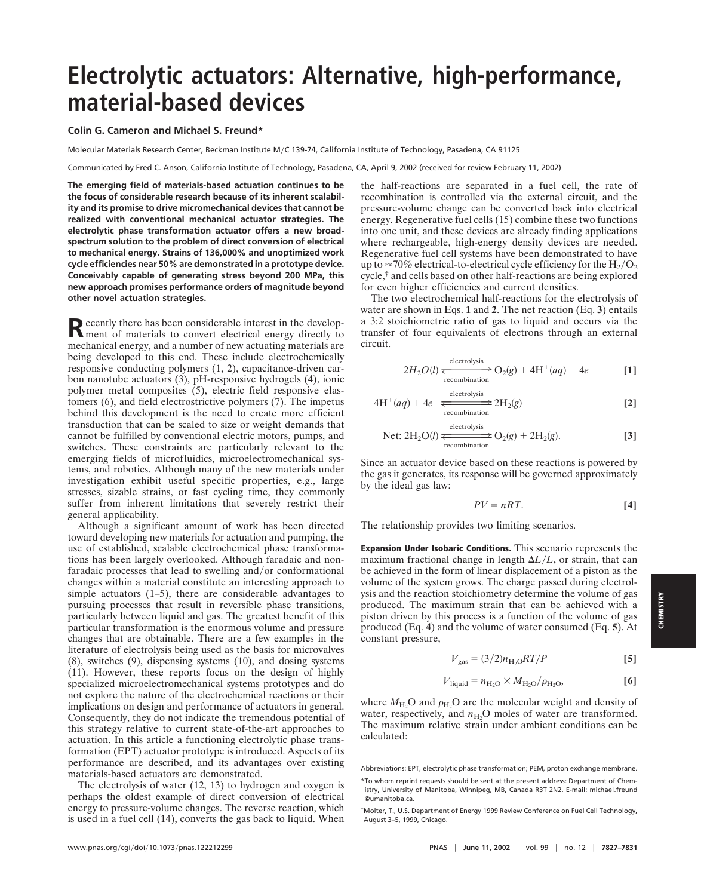# Electrolytic actuators: Alternative, high-performance, material-based devices

**Colin G. Cameron and Michael S. Freund***

Molecular Materials Research Center, Beckman Institute M/C 139-74, California Institute of Technology, Pasadena, CA 91125

Communicated by Fred C. Anson, California Institute of Technology, Pasadena, CA, April 9, 2002 (received for review February 11, 2002)

**The emerging field of materials-based actuation continues to be the focus of considerable research because of its inherent scalability and its promise to drive micromechanical devices that cannot be realized with conventional mechanical actuator strategies. The electrolytic phase transformation actuator offers a new broad-spectrum solution to the problem of direct conversion of electrical to mechanical energy. Strains of 136,000% and unoptimized work cycle efficiencies near 50% are demonstrated in a prototype device. Conceivably capable of generating stress beyond 200 MPa, this new approach promises performance orders of magnitude beyond other novel actuation strategies.**

Recently there has been considerable interest in the development of materials to convert electrical energy directly to mechanical energy, and a number of new actuating materials are being developed to this end. These include electrochemically responsive conducting polymers (1, 2), capacitance-driven carbon nanotube actuators (3), pH-responsive hydrogels (4), ionic polymer metal composites (5), electric field responsive elastomers (6), and field electrostrictive polymers (7). The impetus behind this development is the need to create more efficient transduction that can be scaled to size or weight demands that cannot be fulfilled by conventional electric motors, pumps, and switches. These constraints are particularly relevant to the emerging fields of microfluidics, microelectromechanical systems, and robotics. Although many of the new materials under investigation exhibit useful specific properties, e.g., large stresses, sizable strains, or fast cycling time, they commonly suffer from inherent limitations that severely restrict their general applicability.

Although a significant amount of work has been directed toward developing new materials for actuation and pumping, the use of established, scalable electrochemical phase transformations has been largely overlooked. Although faradaic and nonfaradaic processes that lead to swelling and/or conformational changes within a material constitute an interesting approach to simple actuators (1–5), there are considerable advantages to pursuing processes that result in reversible phase transitions, particularly between liquid and gas. The greatest benefit of this particular transformation is the enormous volume and pressure changes that are obtainable. There are a few examples in the literature of electrolysis being used as the basis for microvalves (8), switches (9), dispensing systems (10), and dosing systems (11). However, these reports focus on the design of highly specialized microelectromechanical systems prototypes and do not explore the nature of the electrochemical reactions or their implications on design and performance of actuators in general. Consequently, they do not indicate the tremendous potential of this strategy relative to current state-of-the-art approaches to actuation. In this article a functioning electrolytic phase transformation (EPT) actuator prototype is introduced. Aspects of its performance are described, and its advantages over existing materials-based actuators are demonstrated.

The electrolysis of water (12, 13) to hydrogen and oxygen is perhaps the oldest example of direct conversion of electrical energy to pressure-volume changes. The reverse reaction, which is used in a fuel cell (14), converts the gas back to liquid. When the half-reactions are separated in a fuel cell, the rate of recombination is controlled via the external circuit, and the pressure-volume change can be converted back into electrical energy. Regenerative fuel cells (15) combine these two functions into one unit, and these devices are already finding applications where rechargeable, high-energy density devices are needed. Regenerative fuel cell systems have been demonstrated to have up to ≈70% electrical-to-electrical cycle efficiency for the $H_2/O_2$ cycle,[†] and cells based on other half-reactions are being explored for even higher efficiencies and current densities.

The two electrochemical half-reactions for the electrolysis of water are shown in Eqs. **1** and **2**. The net reaction (Eq. **3**) entails a 3:2 stoichiometric ratio of gas to liquid and occurs via the transfer of four equivalents of electrons through an external circuit.

$$2H_2O(l) \underset{\text{recombination}}{\overset{\text{electrolysis}}{\rightleftharpoons}} O_2(g) + 4H^+(aq) + 4e^- \quad [1]$$

$$4H^+(aq) + 4e^- \underset{\text{recombination}}{\overset{\text{electrolysis}}{\rightleftharpoons}} 2H_2(g) \quad [2]$$

$$\text{Net: } 2H_2O(l) \underset{\text{recombination}}{\overset{\text{electrolysis}}{\rightleftharpoons}} O_2(g) + 2H_2(g). \quad [3]$$

Since an actuator device based on these reactions is powered by the gas it generates, its response will be governed approximately by the ideal gas law:

$$PV = nRT. \quad [4]$$

The relationship provides two limiting scenarios.

**Expansion Under Isobaric Conditions.** This scenario represents the maximum fractional change in length $\Delta L/L$, or strain, that can be achieved in the form of linear displacement of a piston as the volume of the system grows. The charge passed during electrolysis and the reaction stoichiometry determine the volume of gas produced. The maximum strain that can be achieved with a piston driven by this process is a function of the volume of gas produced (Eq. **4**) and the volume of water consumed (Eq. **5**). At constant pressure,

$$V_{gas} = (3/2)n_{H_2O}RT/P \quad [5]$$

$$V_{liquid} = n_{H_2O} \times M_{H_2O}/\rho_{H_2O}, \quad [6]$$

where $M_{H_2}O$ and $\rho_{H_2}O$ are the molecular weight and density of water, respectively, and $n_{H_2}O$ moles of water are transformed. The maximum relative strain under ambient conditions can be calculated:

---

Abbreviations: EPT, electrolytic phase transformation; PEM, proton exchange membrane.

*To whom reprint requests should be sent at the present address: Department of Chemistry, University of Manitoba, Winnipeg, MB, Canada R3T 2N2. E-mail: michael_freund@umanitoba.ca.

[†]Molter, T., U.S. Department of Energy 1999 Review Conference on Fuel Cell Technology, August 3–5, 1999, Chicago.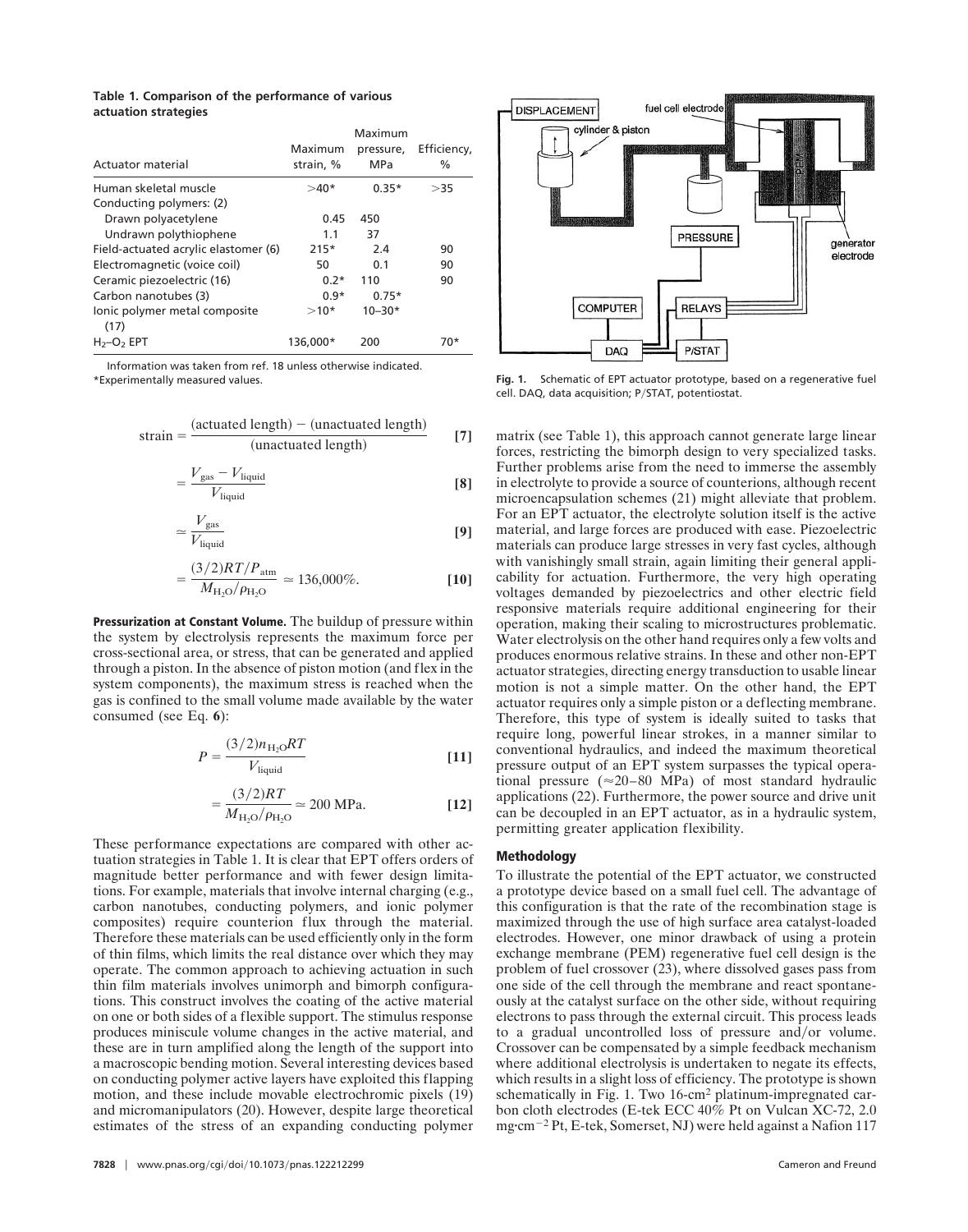**Table 1. Comparison of the performance of various actuation strategies**

| Actuator material | Maximum strain, % | Maximum pressure, MPa | Efficiency, % |
|---|---|---|---|
| Human skeletal muscle | >40* | 0.35* | >35 |
| Conducting polymers: (2) | | | |
| Drawn polyacetylene | 0.45 | 450 | |
| Undrawn polythiophene | 1.1 | 37 | |
| Field-actuated acrylic elastomer (6) | 215* | 2.4 | 90 |
| Electromagnetic (voice coil) | 50 | 0.1 | 90 |
| Ceramic piezoelectric (16) | 0.2* | 110 | 90 |
| Carbon nanotubes (3) | 0.9* | 0.75* | |
| Ionic polymer metal composite (17) | >10* | 10–30* | |
| $H_2$–$O_2$ EPT | 136,000* | 200 | 70* |

Information was taken from ref. 18 unless otherwise indicated.
*Experimentally measured values.

$$\text{strain} = \frac{(\text{actuated length}) - (\text{unactuated length})}{(\text{unactuated length})} \quad [7]$$

$$= \frac{V_{\text{gas}} - V_{\text{liquid}}}{V_{\text{liquid}}} \quad [8]$$

$$\simeq \frac{V_{\text{gas}}}{V_{\text{liquid}}} \quad [9]$$

$$= \frac{(3/2)RT/P_{\text{atm}}}{M_{\text{H}_2\text{O}}/\rho_{\text{H}_2\text{O}}} \simeq 136{,}000\%. \quad [10]$$

**Pressurization at Constant Volume.** The buildup of pressure within the system by electrolysis represents the maximum force per cross-sectional area, or stress, that can be generated and applied through a piston. In the absence of piston motion (and flex in the system components), the maximum stress is reached when the gas is confined to the small volume made available by the water consumed (see Eq. **6**):

$$P = \frac{(3/2)n_{\text{H}_2\text{O}}RT}{V_{\text{liquid}}} \quad [11]$$

$$= \frac{(3/2)RT}{M_{\text{H}_2\text{O}}/\rho_{\text{H}_2\text{O}}} \simeq 200 \text{ MPa}. \quad [12]$$

These performance expectations are compared with other actuation strategies in Table 1. It is clear that EPT offers orders of magnitude better performance and with fewer design limitations. For example, materials that involve internal charging (e.g., carbon nanotubes, conducting polymers, and ionic polymer composites) require counterion flux through the material. Therefore these materials can be used efficiently only in the form of thin films, which limits the real distance over which they may operate. The common approach to achieving actuation in such thin film materials involves unimorph and bimorph configurations. This construct involves the coating of the active material on one or both sides of a flexible support. The stimulus response produces miniscule volume changes in the active material, and these are in turn amplified along the length of the support into a macroscopic bending motion. Several interesting devices based on conducting polymer active layers have exploited this flapping motion, and these include movable electrochromic pixels (19) and micromanipulators (20). However, despite large theoretical estimates of the stress of an expanding conducting polymer matrix (see Table 1), this approach cannot generate large linear forces, restricting the bimorph design to very specialized tasks. Further problems arise from the need to immerse the assembly in electrolyte to provide a source of counterions, although recent microencapsulation schemes (21) might alleviate that problem. For an EPT actuator, the electrolyte solution itself is the active material, and large forces are produced with ease. Piezoelectric materials can produce large stresses in very fast cycles, although with vanishingly small strain, again limiting their general applicability for actuation. Furthermore, the very high operating voltages demanded by piezoelectrics and other electric field responsive materials require additional engineering for their operation, making their scaling to microstructures problematic. Water electrolysis on the other hand requires only a few volts and produces enormous relative strains. In these and other non-EPT actuator strategies, directing energy transduction to usable linear motion is not a simple matter. On the other hand, the EPT actuator requires only a simple piston or a deflecting membrane. Therefore, this type of system is ideally suited to tasks that require long, powerful linear strokes, in a manner similar to conventional hydraulics, and indeed the maximum theoretical pressure output of an EPT system surpasses the typical operational pressure (≈20–80 MPa) of most standard hydraulic applications (22). Furthermore, the power source and drive unit can be decoupled in an EPT actuator, as in a hydraulic system, permitting greater application flexibility.

DISPLACEMENT
fuel cell electrode
cylinder & piston
PEM
PRESSURE
generator electrode
COMPUTER
RELAYS
DAQ
P/STAT

**Fig. 1.** Schematic of EPT actuator prototype, based on a regenerative fuel cell. DAQ, data acquisition; P/STAT, potentiostat.

## Methodology

To illustrate the potential of the EPT actuator, we constructed a prototype device based on a small fuel cell. The advantage of this configuration is that the rate of the recombination stage is maximized through the use of high surface area catalyst-loaded electrodes. However, one minor drawback of using a protein exchange membrane (PEM) regenerative fuel cell design is the problem of fuel crossover (23), where dissolved gases pass from one side of the cell through the membrane and react spontaneously at the catalyst surface on the other side, without requiring electrons to pass through the external circuit. This process leads to a gradual uncontrolled loss of pressure and/or volume. Crossover can be compensated by a simple feedback mechanism where additional electrolysis is undertaken to negate its effects, which results in a slight loss of efficiency. The prototype is shown schematically in Fig. 1. Two 16-$cm^2$ platinum-impregnated carbon cloth electrodes (E-tek ECC 40% Pt on Vulcan XC-72, 2.0 $mg \cdot cm^{-2}$ Pt, E-tek, Somerset, NJ) were held against a Nafion 117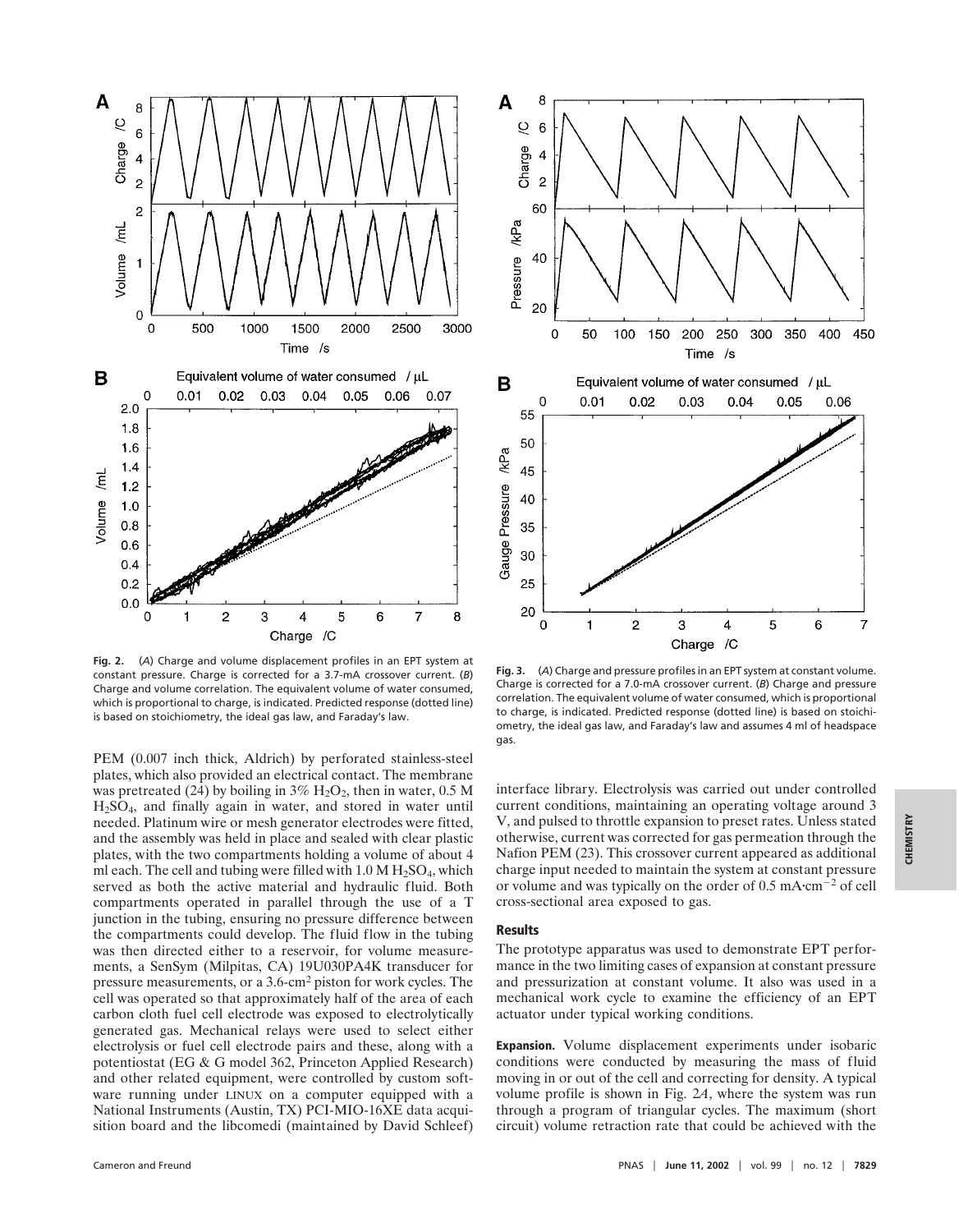**Fig. 2.** (*A*) Charge and volume displacement profiles in an EPT system at constant pressure. Charge is corrected for a 3.7-mA crossover current. (*B*) Charge and volume correlation. The equivalent volume of water consumed, which is proportional to charge, is indicated. Predicted response (dotted line) is based on stoichiometry, the ideal gas law, and Faraday's law.

**Fig. 3.** (*A*) Charge and pressure profiles in an EPT system at constant volume. Charge is corrected for a 7.0-mA crossover current. (*B*) Charge and pressure correlation. The equivalent volume of water consumed, which is proportional to charge, is indicated. Predicted response (dotted line) is based on stoichiometry, the ideal gas law, and Faraday's law and assumes 4 ml of headspace gas.

PEM (0.007 inch thick, Aldrich) by perforated stainless-steel plates, which also provided an electrical contact. The membrane was pretreated (24) by boiling in 3% $H_2O_2$, then in water, 0.5 M $H_2SO_4$, and finally again in water, and stored in water until needed. Platinum wire or mesh generator electrodes were fitted, and the assembly was held in place and sealed with clear plastic plates, with the two compartments holding a volume of about 4 ml each. The cell and tubing were filled with 1.0 M $H_2SO_4$, which served as both the active material and hydraulic fluid. Both compartments operated in parallel through the use of a T junction in the tubing, ensuring no pressure difference between the compartments could develop. The fluid flow in the tubing was then directed either to a reservoir, for volume measurements, a SenSym (Milpitas, CA) 19U030PA4K transducer for pressure measurements, or a 3.6-$cm^2$ piston for work cycles. The cell was operated so that approximately half of the area of each carbon cloth fuel cell electrode was exposed to electrolytically generated gas. Mechanical relays were used to select either electrolysis or fuel cell electrode pairs and these, along with a potentiostat (EG & G model 362, Princeton Applied Research) and other related equipment, were controlled by custom software running under LINUX on a computer equipped with a National Instruments (Austin, TX) PCI-MIO-16XE data acquisition board and the libcomedi (maintained by David Schleef) interface library. Electrolysis was carried out under controlled current conditions, maintaining an operating voltage around 3 V, and pulsed to throttle expansion to preset rates. Unless stated otherwise, current was corrected for gas permeation through the Nafion PEM (23). This crossover current appeared as additional charge input needed to maintain the system at constant pressure or volume and was typically on the order of 0.5 $mA \cdot cm^{-2}$ of cell cross-sectional area exposed to gas.

## Results

The prototype apparatus was used to demonstrate EPT performance in the two limiting cases of expansion at constant pressure and pressurization at constant volume. It also was used in a mechanical work cycle to examine the efficiency of an EPT actuator under typical working conditions.

**Expansion.** Volume displacement experiments under isobaric conditions were conducted by measuring the mass of fluid moving in or out of the cell and correcting for density. A typical volume profile is shown in Fig. 2*A*, where the system was run through a program of triangular cycles. The maximum (short circuit) volume retraction rate that could be achieved with the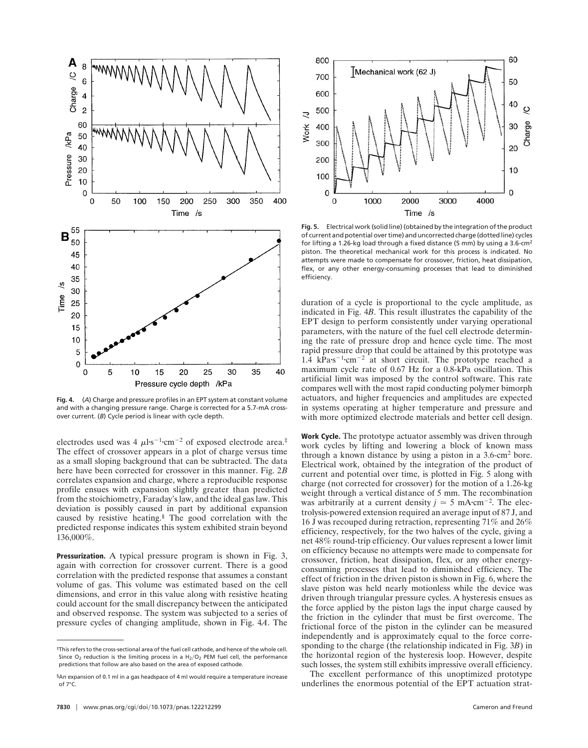**Fig. 4.** (*A*) Charge and pressure profiles in an EPT system at constant volume and with a changing pressure range. Charge is corrected for a 5.7-mA crossover current. (*B*) Cycle period is linear with cycle depth.

electrodes used was 4 $\mu l \cdot s^{-1} \cdot cm^{-2}$ of exposed electrode area.‡ The effect of crossover appears in a plot of charge versus time as a small sloping background that can be subtracted. The data here have been corrected for crossover in this manner. Fig. 2*B* correlates expansion and charge, where a reproducible response profile ensues with expansion slightly greater than predicted from the stoichiometry, Faraday's law, and the ideal gas law. This deviation is possibly caused in part by additional expansion caused by resistive heating.§ The good correlation with the predicted response indicates this system exhibited strain beyond 136,000%.

**Pressurization.** A typical pressure program is shown in Fig. 3, again with correction for crossover current. There is a good correlation with the predicted response that assumes a constant volume of gas. This volume was estimated based on the cell dimensions, and error in this value along with resistive heating could account for the small discrepancy between the anticipated and observed response. The system was subjected to a series of pressure cycles of changing amplitude, shown in Fig. 4*A*. The duration of a cycle is proportional to the cycle amplitude, as indicated in Fig. 4*B*. This result illustrates the capability of the EPT design to perform consistently under varying operational parameters, with the nature of the fuel cell electrode determining the rate of pressure drop and hence cycle time. The most rapid pressure drop that could be attained by this prototype was 1.4 $kPa \cdot s^{-1} \cdot cm^{-2}$ at short circuit. The prototype reached a maximum cycle rate of 0.67 Hz for a 0.8-kPa oscillation. This artificial limit was imposed by the control software. This rate compares well with the most rapid conducting polymer bimorph actuators, and higher frequencies and amplitudes are expected in systems operating at higher temperature and pressure and with more optimized electrode materials and better cell design.

**Fig. 5.** Electrical work (solid line) (obtained by the integration of the product of current and potential over time) and uncorrected charge (dotted line) cycles for lifting a 1.26-kg load through a fixed distance (5 mm) by using a 3.6-cm² piston. The theoretical mechanical work for this process is indicated. No attempts were made to compensate for crossover, friction, heat dissipation, flex, or any other energy-consuming processes that lead to diminished efficiency.

**Work Cycle.** The prototype actuator assembly was driven through work cycles by lifting and lowering a block of known mass through a known distance by using a piston in a 3.6-cm² bore. Electrical work, obtained by the integration of the product of current and potential over time, is plotted in Fig. 5 along with charge (not corrected for crossover) for the motion of a 1.26-kg weight through a vertical distance of 5 mm. The recombination was arbitrarily at a current density $j \simeq 5$ $mA \cdot cm^{-2}$. The electrolysis-powered extension required an average input of 87 J, and 16 J was recouped during retraction, representing 71% and 26% efficiency, respectively, for the two halves of the cycle, giving a net 48% round-trip efficiency. Our values represent a lower limit on efficiency because no attempts were made to compensate for crossover, friction, heat dissipation, flex, or any other energy-consuming processes that lead to diminished efficiency. The effect of friction in the driven piston is shown in Fig. 6, where the slave piston was held nearly motionless while the device was driven through triangular pressure cycles. A hysteresis ensues as the force applied by the piston lags the input charge caused by the friction in the cylinder that must be first overcome. The frictional force of the piston in the cylinder can be measured independently and is approximately equal to the force corresponding to the charge (the relationship indicated in Fig. 3*B*) in the horizontal region of the hysteresis loop. However, despite such losses, the system still exhibits impressive overall efficiency.

The excellent performance of this unoptimized prototype underlines the enormous potential of the EPT actuation strat-

‡This refers to the cross-sectional area of the fuel cell cathode, and hence of the whole cell. Since $O_2$ reduction is the limiting process in a $H_2/O_2$ PEM fuel cell, the performance predictions that follow are also based on the area of exposed cathode.

§An expansion of 0.1 ml in a gas headspace of 4 ml would require a temperature increase of 7°C.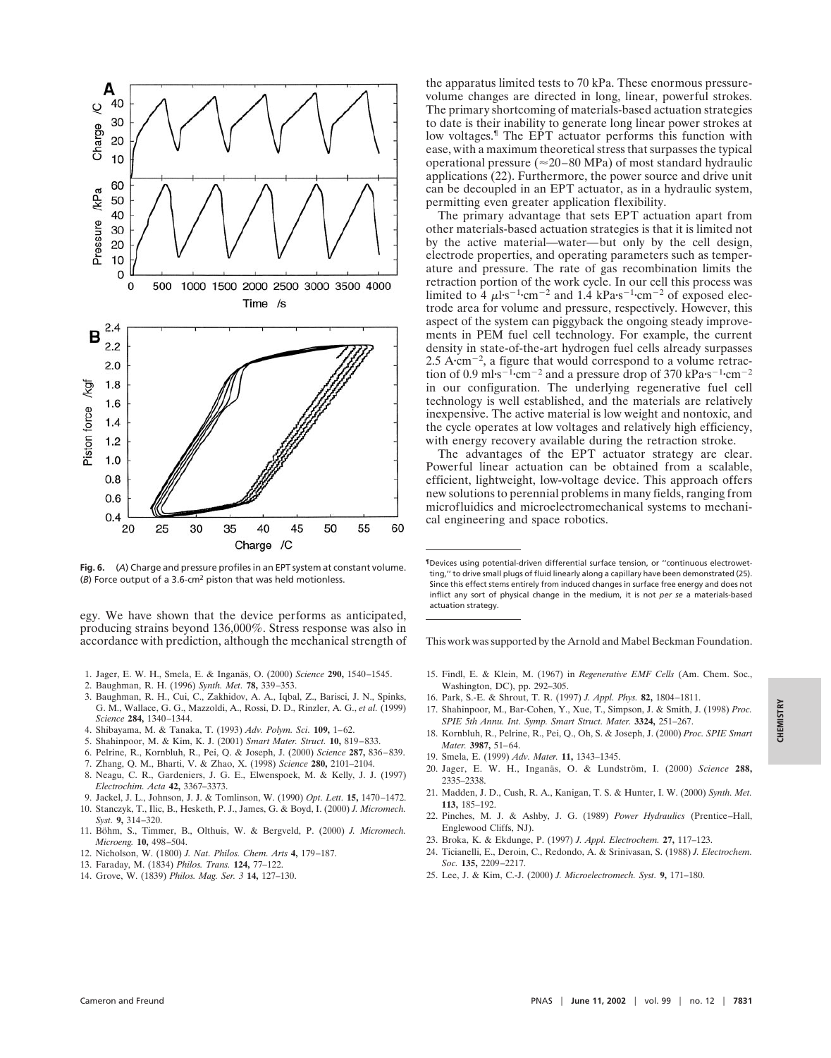A

Charge /C

40
30
20
10

Pressure /kPa

60
50
40
30
20
10
0

0 500 1000 1500 2000 2500 3000 3500 4000

Time /s

B

Piston force /kgf

2.4
2.2
2.0
1.8
1.6
1.4
1.2
1.0
0.8
0.6
0.4

20 25 30 35 40 45 50 55 60

Charge /C

**Fig. 6.** (*A*) Charge and pressure profiles in an EPT system at constant volume. (*B*) Force output of a 3.6-$cm^2$ piston that was held motionless.

egy. We have shown that the device performs as anticipated, producing strains beyond 136,000%. Stress response was also in accordance with prediction, although the mechanical strength of the apparatus limited tests to 70 kPa. These enormous pressure-volume changes are directed in long, linear, powerful strokes. The primary shortcoming of materials-based actuation strategies to date is their inability to generate long linear power strokes at low voltages.¶ The EPT actuator performs this function with ease, with a maximum theoretical stress that surpasses the typical operational pressure (≈20–80 MPa) of most standard hydraulic applications (22). Furthermore, the power source and drive unit can be decoupled in an EPT actuator, as in a hydraulic system, permitting even greater application flexibility.

The primary advantage that sets EPT actuation apart from other materials-based actuation strategies is that it is limited not by the active material—water—but only by the cell design, electrode properties, and operating parameters such as temperature and pressure. The rate of gas recombination limits the retraction portion of the work cycle. In our cell this process was limited to 4 $\mu l \cdot s^{-1} \cdot cm^{-2}$ and 1.4 $kPa \cdot s^{-1} \cdot cm^{-2}$ of exposed electrode area for volume and pressure, respectively. However, this aspect of the system can piggyback the ongoing steady improvements in PEM fuel cell technology. For example, the current density in state-of-the-art hydrogen fuel cells already surpasses 2.5 $A \cdot cm^{-2}$, a figure that would correspond to a volume retraction of 0.9 $ml \cdot s^{-1} \cdot cm^{-2}$ and a pressure drop of 370 $kPa \cdot s^{-1} \cdot cm^{-2}$ in our configuration. The underlying regenerative fuel cell technology is well established, and the materials are relatively inexpensive. The active material is low weight and nontoxic, and the cycle operates at low voltages and relatively high efficiency, with energy recovery available during the retraction stroke.

The advantages of the EPT actuator strategy are clear. Powerful linear actuation can be obtained from a scalable, efficient, lightweight, low-voltage device. This approach offers new solutions to perennial problems in many fields, ranging from microfluidics and microelectromechanical systems to mechanical engineering and space robotics.

¶Devices using potential-driven differential surface tension, or "continuous electrowetting," to drive small plugs of fluid linearly along a capillary have been demonstrated (25). Since this effect stems entirely from induced changes in surface free energy and does not inflict any sort of physical change in the medium, it is not *per se* a materials-based actuation strategy.

This work was supported by the Arnold and Mabel Beckman Foundation.

1. Jager, E. W. H., Smela, E. & Inganäs, O. (2000) *Science* **290,** 1540–1545.
2. Baughman, R. H. (1996) *Synth. Met.* **78,** 339–353.
3. Baughman, R. H., Cui, C., Zakhidov, A. A., Iqbal, Z., Barisci, J. N., Spinks, G. M., Wallace, G. G., Mazzoldi, A., Rossi, D. D., Rinzler, A. G., *et al.* (1999) *Science* **284,** 1340–1344.
4. Shibayama, M. & Tanaka, T. (1993) *Adv. Polym. Sci.* **109,** 1–62.
5. Shahinpoor, M. & Kim, K. J. (2001) *Smart Mater. Struct.* **10,** 819–833.
6. Pelrine, R., Kornbluh, R., Pei, Q. & Joseph, J. (2000) *Science* **287,** 836–839.
7. Zhang, Q. M., Bharti, V. & Zhao, X. (1998) *Science* **280,** 2101–2104.
8. Neagu, C. R., Gardeniers, J. G. E., Elwenspoek, M. & Kelly, J. J. (1997) *Electrochim. Acta* **42,** 3367–3373.
9. Jackel, J. L., Johnson, J. J. & Tomlinson, W. (1990) *Opt. Lett.* **15,** 1470–1472.
10. Stanczyk, T., Ilic, B., Hesketh, P. J., James, G. & Boyd, I. (2000) *J. Micromech. Syst.* **9,** 314–320.
11. Böhm, S., Timmer, B., Olthuis, W. & Bergveld, P. (2000) *J. Micromech. Microeng.* **10,** 498–504.
12. Nicholson, W. (1800) *J. Nat. Philos. Chem. Arts* **4,** 179–187.
13. Faraday, M. (1834) *Philos. Trans.* **124,** 77–122.
14. Grove, W. (1839) *Philos. Mag. Ser. 3* **14,** 127–130.
15. Findl, E. & Klein, M. (1967) in *Regenerative EMF Cells* (Am. Chem. Soc., Washington, DC), pp. 292–305.
16. Park, S.-E. & Shrout, T. R. (1997) *J. Appl. Phys.* **82,** 1804–1811.
17. Shahinpoor, M., Bar-Cohen, Y., Xue, T., Simpson, J. & Smith, J. (1998) *Proc. SPIE 5th Annu. Int. Symp. Smart Struct. Mater.* **3324,** 251–267.
18. Kornbluh, R., Pelrine, R., Pei, Q., Oh, S. & Joseph, J. (2000) *Proc. SPIE Smart Mater.* **3987,** 51–64.
19. Smela, E. (1999) *Adv. Mater.* **11,** 1343–1345.
20. Jager, E. W. H., Inganäs, O. & Lundström, I. (2000) *Science* **288,** 2335–2338.
21. Madden, J. D., Cush, R. A., Kanigan, T. S. & Hunter, I. W. (2000) *Synth. Met.* **113,** 185–192.
22. Pinches, M. J. & Ashby, J. G. (1989) *Power Hydraulics* (Prentice–Hall, Englewood Cliffs, NJ).
23. Broka, K. & Ekdunge, P. (1997) *J. Appl. Electrochem.* **27,** 117–123.
24. Ticianelli, E., Deroin, C., Redondo, A. & Srinivasan, S. (1988) *J. Electrochem. Soc.* **135,** 2209–2217.
25. Lee, J. & Kim, C.-J. (2000) *J. Microelectromech. Syst.* **9,** 171–180.